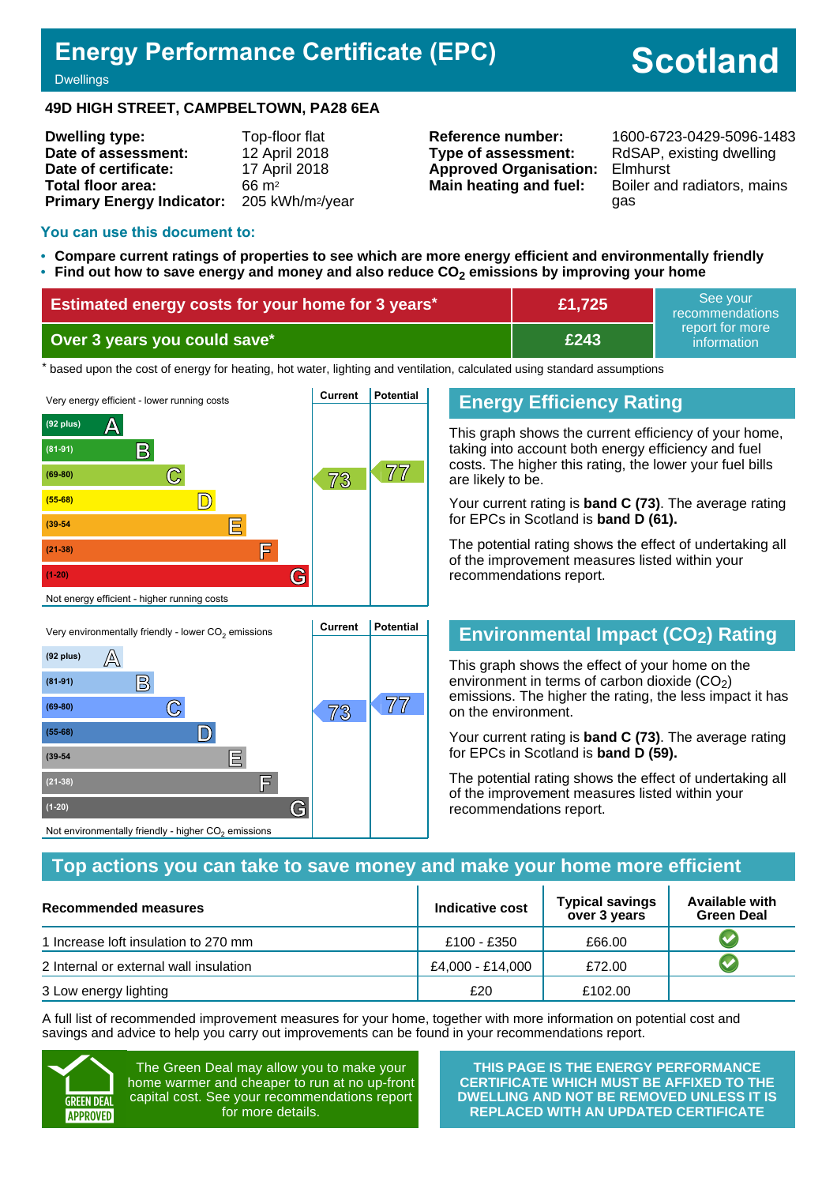# Energy Performance Certificate (EPC)

Dwellings

**Scotland**

**49D HIGH STREET, CAMPBELTOWN, PA28 6EA**

| | | | |
|---|---|---|---|
| **Dwelling type:** | Top-floor flat | **Reference number:** | 1600-6723-0429-5096-1483 |
| **Date of assessment:** | 12 April 2018 | **Type of assessment:** | RdSAP, existing dwelling |
| **Date of certificate:** | 17 April 2018 | **Approved Organisation:** | Elmhurst |
| **Total floor area:** | 66 m² | **Main heating and fuel:** | Boiler and radiators, mains gas |
| **Primary Energy Indicator:** | 205 kWh/m²/year | | |

## You can use this document to:

- **Compare current ratings of properties to see which are more energy efficient and environmentally friendly**
- **Find out how to save energy and money and also reduce $CO_2$ emissions by improving your home**

| | | |
|---|---|---|
| **Estimated energy costs for your home for 3 years*** | **£1,725** | See your recommendations report for more information |
| **Over 3 years you could save*** | **£243** | |

\* based upon the cost of energy for heating, hot water, lighting and ventilation, calculated using standard assumptions

| Energy efficiency band | Current | Potential |
|---|---|---|
| Very energy efficient - lower running costs | | |
| (92 plus) A | | |
| (81-91) B | | |
| (69-80) C | 73 | 77 |
| (55-68) D | | |
| (39-54) E | | |
| (21-38) F | | |
| (1-20) G | | |
| Not energy efficient - higher running costs | | |

## Energy Efficiency Rating

This graph shows the current efficiency of your home, taking into account both energy efficiency and fuel costs. The higher this rating, the lower your fuel bills are likely to be.

Your current rating is **band C (73)**. The average rating for EPCs in Scotland is **band D (61).**

The potential rating shows the effect of undertaking all of the improvement measures listed within your recommendations report.

| Environmental impact band | Current | Potential |
|---|---|---|
| Very environmentally friendly - lower $CO_2$ emissions | | |
| (92 plus) A | | |
| (81-91) B | | |
| (69-80) C | 73 | 77 |
| (55-68) D | | |
| (39-54) E | | |
| (21-38) F | | |
| (1-20) G | | |
| Not environmentally friendly - higher $CO_2$ emissions | | |

## Environmental Impact ($CO_2$) Rating

This graph shows the effect of your home on the environment in terms of carbon dioxide ($CO_2$) emissions. The higher the rating, the less impact it has on the environment.

Your current rating is **band C (73)**. The average rating for EPCs in Scotland is **band D (59).**

The potential rating shows the effect of undertaking all of the improvement measures listed within your recommendations report.

## Top actions you can take to save money and make your home more efficient

| Recommended measures | Indicative cost | Typical savings over 3 years | Available with Green Deal |
|---|---|---|---|
| 1 Increase loft insulation to 270 mm | £100 - £350 | £66.00 | ✔ |
| 2 Internal or external wall insulation | £4,000 - £14,000 | £72.00 | ✔ |
| 3 Low energy lighting | £20 | £102.00 | |

A full list of recommended improvement measures for your home, together with more information on potential cost and savings and advice to help you carry out improvements can be found in your recommendations report.

GREEN DEAL APPROVED

The Green Deal may allow you to make your home warmer and cheaper to run at no up-front capital cost. See your recommendations report for more details.

**THIS PAGE IS THE ENERGY PERFORMANCE CERTIFICATE WHICH MUST BE AFFIXED TO THE DWELLING AND NOT BE REMOVED UNLESS IT IS REPLACED WITH AN UPDATED CERTIFICATE**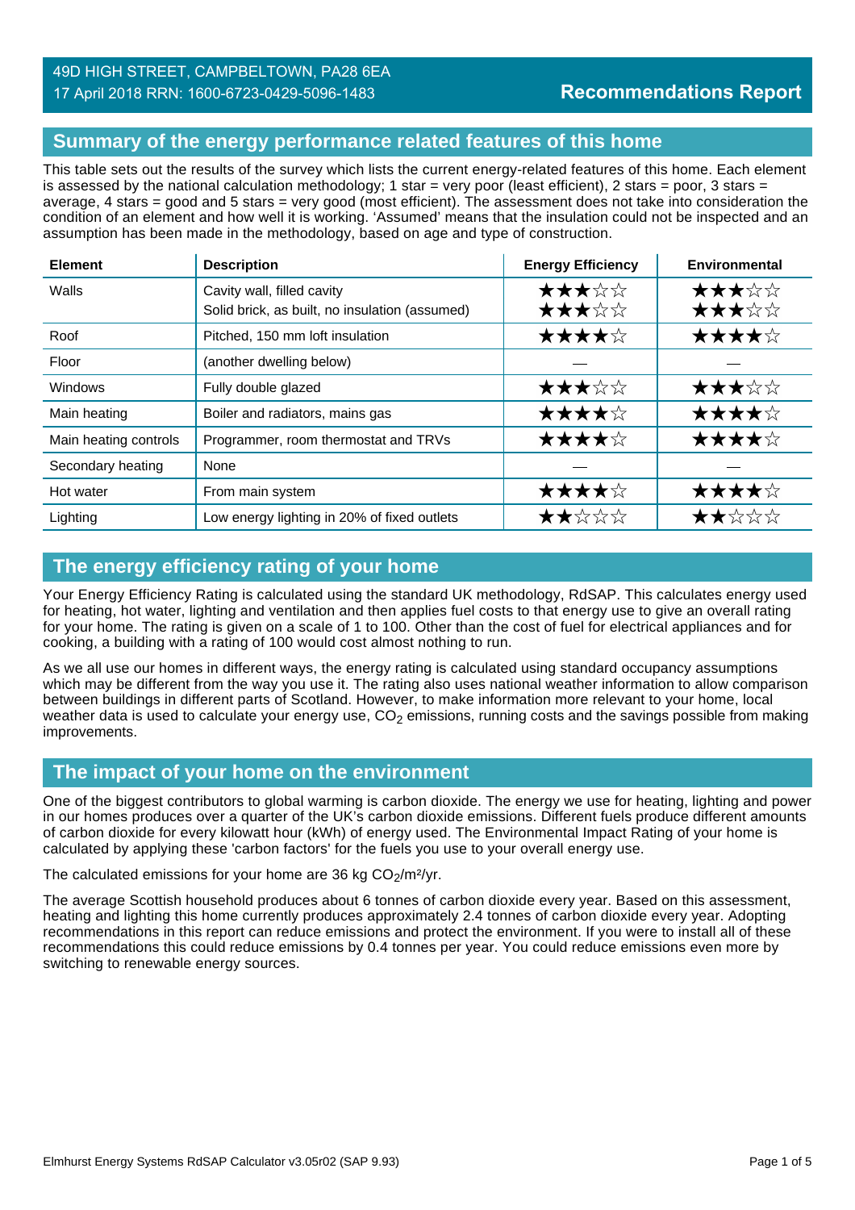49D HIGH STREET, CAMPBELTOWN, PA28 6EA
17 April 2018 RRN: 1600-6723-0429-5096-1483

**Recommendations Report**

## Summary of the energy performance related features of this home

This table sets out the results of the survey which lists the current energy-related features of this home. Each element is assessed by the national calculation methodology; 1 star = very poor (least efficient), 2 stars = poor, 3 stars = average, 4 stars = good and 5 stars = very good (most efficient). The assessment does not take into consideration the condition of an element and how well it is working. 'Assumed' means that the insulation could not be inspected and an assumption has been made in the methodology, based on age and type of construction.

| Element | Description | Energy Efficiency | Environmental |
|---|---|---|---|
| Walls | Cavity wall, filled cavity<br>Solid brick, as built, no insulation (assumed) | ★★★☆☆<br>★★★☆☆ | ★★★☆☆<br>★★★☆☆ |
| Roof | Pitched, 150 mm loft insulation | ★★★★☆ | ★★★★☆ |
| Floor | (another dwelling below) | — | — |
| Windows | Fully double glazed | ★★★☆☆ | ★★★☆☆ |
| Main heating | Boiler and radiators, mains gas | ★★★★☆ | ★★★★☆ |
| Main heating controls | Programmer, room thermostat and TRVs | ★★★★☆ | ★★★★☆ |
| Secondary heating | None | — | — |
| Hot water | From main system | ★★★★☆ | ★★★★☆ |
| Lighting | Low energy lighting in 20% of fixed outlets | ★★☆☆☆ | ★★☆☆☆ |

## The energy efficiency rating of your home

Your Energy Efficiency Rating is calculated using the standard UK methodology, RdSAP. This calculates energy used for heating, hot water, lighting and ventilation and then applies fuel costs to that energy use to give an overall rating for your home. The rating is given on a scale of 1 to 100. Other than the cost of fuel for electrical appliances and for cooking, a building with a rating of 100 would cost almost nothing to run.

As we all use our homes in different ways, the energy rating is calculated using standard occupancy assumptions which may be different from the way you use it. The rating also uses national weather information to allow comparison between buildings in different parts of Scotland. However, to make information more relevant to your home, local weather data is used to calculate your energy use, $CO_2$ emissions, running costs and the savings possible from making improvements.

## The impact of your home on the environment

One of the biggest contributors to global warming is carbon dioxide. The energy we use for heating, lighting and power in our homes produces over a quarter of the UK's carbon dioxide emissions. Different fuels produce different amounts of carbon dioxide for every kilowatt hour (kWh) of energy used. The Environmental Impact Rating of your home is calculated by applying these 'carbon factors' for the fuels you use to your overall energy use.

The calculated emissions for your home are 36 kg $CO_2$/m²/yr.

The average Scottish household produces about 6 tonnes of carbon dioxide every year. Based on this assessment, heating and lighting this home currently produces approximately 2.4 tonnes of carbon dioxide every year. Adopting recommendations in this report can reduce emissions and protect the environment. If you were to install all of these recommendations this could reduce emissions by 0.4 tonnes per year. You could reduce emissions even more by switching to renewable energy sources.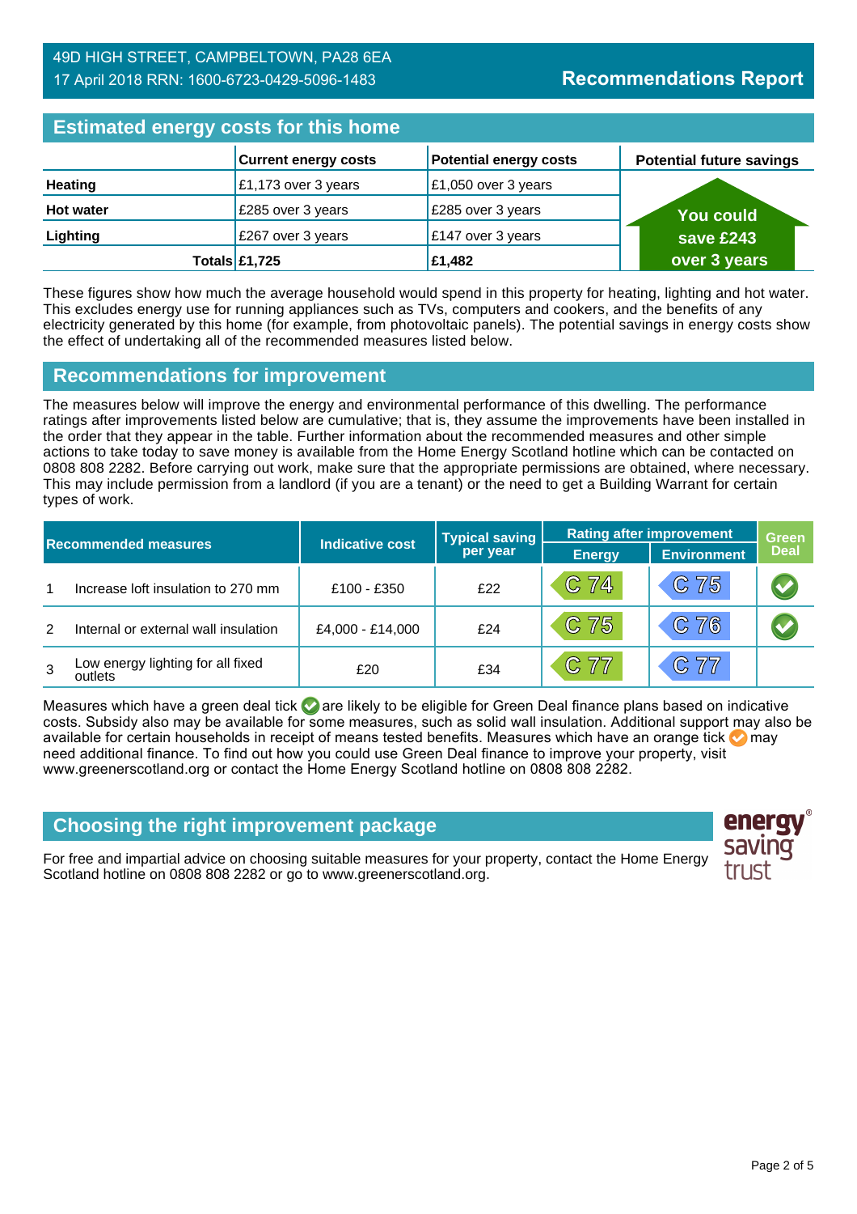49D HIGH STREET, CAMPBELTOWN, PA28 6EA
17 April 2018 RRN: 1600-6723-0429-5096-1483

**Recommendations Report**

## Estimated energy costs for this home

| | Current energy costs | Potential energy costs | Potential future savings |
|---|---|---|---|
| **Heating** | £1,173 over 3 years | £1,050 over 3 years | **You could save £243 over 3 years** |
| **Hot water** | £285 over 3 years | £285 over 3 years | |
| **Lighting** | £267 over 3 years | £147 over 3 years | |
| **Totals** | **£1,725** | **£1,482** | |

These figures show how much the average household would spend in this property for heating, lighting and hot water. This excludes energy use for running appliances such as TVs, computers and cookers, and the benefits of any electricity generated by this home (for example, from photovoltaic panels). The potential savings in energy costs show the effect of undertaking all of the recommended measures listed below.

## Recommendations for improvement

The measures below will improve the energy and environmental performance of this dwelling. The performance ratings after improvements listed below are cumulative; that is, they assume the improvements have been installed in the order that they appear in the table. Further information about the recommended measures and other simple actions to take today to save money is available from the Home Energy Scotland hotline which can be contacted on 0808 808 2282. Before carrying out work, make sure that the appropriate permissions are obtained, where necessary. This may include permission from a landlord (if you are a tenant) or the need to get a Building Warrant for certain types of work.

| | Recommended measures | Indicative cost | Typical saving per year | Rating after improvement | | Green Deal |
|---|---|---|---|---|---|---|
| | | | | Energy | Environment | |
| 1 | Increase loft insulation to 270 mm | £100 - £350 | £22 | C 74 | C 75 | ✔ |
| 2 | Internal or external wall insulation | £4,000 - £14,000 | £24 | C 75 | C 76 | ✔ |
| 3 | Low energy lighting for all fixed outlets | £20 | £34 | C 77 | C 77 | |

Measures which have a green deal tick ✔ are likely to be eligible for Green Deal finance plans based on indicative costs. Subsidy also may be available for some measures, such as solid wall insulation. Additional support may also be available for certain households in receipt of means tested benefits. Measures which have an orange tick ✔ may need additional finance. To find out how you could use Green Deal finance to improve your property, visit www.greenerscotland.org or contact the Home Energy Scotland hotline on 0808 808 2282.

## Choosing the right improvement package

For free and impartial advice on choosing suitable measures for your property, contact the Home Energy Scotland hotline on 0808 808 2282 or go to www.greenerscotland.org.

energy saving trust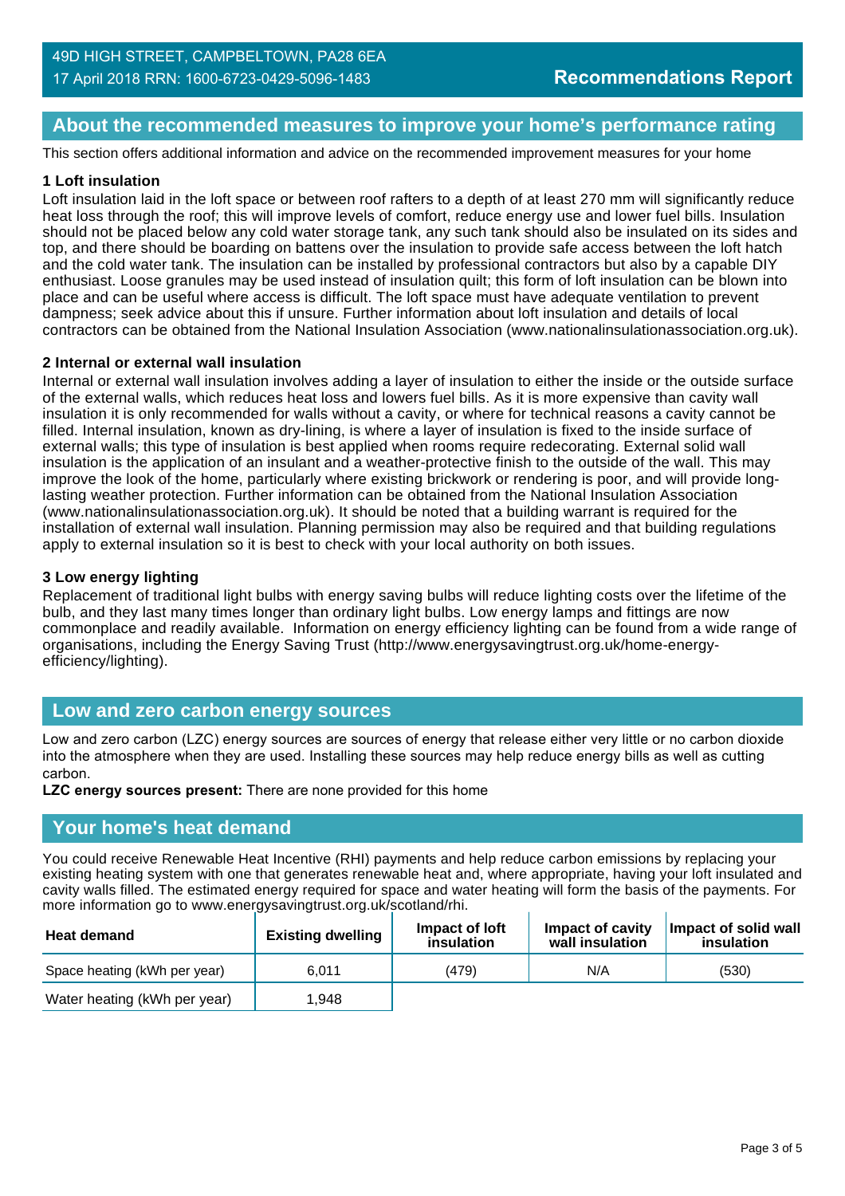## About the recommended measures to improve your home's performance rating

This section offers additional information and advice on the recommended improvement measures for your home

**1 Loft insulation**

Loft insulation laid in the loft space or between roof rafters to a depth of at least 270 mm will significantly reduce heat loss through the roof; this will improve levels of comfort, reduce energy use and lower fuel bills. Insulation should not be placed below any cold water storage tank, any such tank should also be insulated on its sides and top, and there should be boarding on battens over the insulation to provide safe access between the loft hatch and the cold water tank. The insulation can be installed by professional contractors but also by a capable DIY enthusiast. Loose granules may be used instead of insulation quilt; this form of loft insulation can be blown into place and can be useful where access is difficult. The loft space must have adequate ventilation to prevent dampness; seek advice about this if unsure. Further information about loft insulation and details of local contractors can be obtained from the National Insulation Association (www.nationalinsulationassociation.org.uk).

**2 Internal or external wall insulation**

Internal or external wall insulation involves adding a layer of insulation to either the inside or the outside surface of the external walls, which reduces heat loss and lowers fuel bills. As it is more expensive than cavity wall insulation it is only recommended for walls without a cavity, or where for technical reasons a cavity cannot be filled. Internal insulation, known as dry-lining, is where a layer of insulation is fixed to the inside surface of external walls; this type of insulation is best applied when rooms require redecorating. External solid wall insulation is the application of an insulant and a weather-protective finish to the outside of the wall. This may improve the look of the home, particularly where existing brickwork or rendering is poor, and will provide long-lasting weather protection. Further information can be obtained from the National Insulation Association (www.nationalinsulationassociation.org.uk). It should be noted that a building warrant is required for the installation of external wall insulation. Planning permission may also be required and that building regulations apply to external insulation so it is best to check with your local authority on both issues.

**3 Low energy lighting**

Replacement of traditional light bulbs with energy saving bulbs will reduce lighting costs over the lifetime of the bulb, and they last many times longer than ordinary light bulbs. Low energy lamps and fittings are now commonplace and readily available. Information on energy efficiency lighting can be found from a wide range of organisations, including the Energy Saving Trust (http://www.energysavingtrust.org.uk/home-energy-efficiency/lighting).

## Low and zero carbon energy sources

Low and zero carbon (LZC) energy sources are sources of energy that release either very little or no carbon dioxide into the atmosphere when they are used. Installing these sources may help reduce energy bills as well as cutting carbon.

**LZC energy sources present:** There are none provided for this home

## Your home's heat demand

You could receive Renewable Heat Incentive (RHI) payments and help reduce carbon emissions by replacing your existing heating system with one that generates renewable heat and, where appropriate, having your loft insulated and cavity walls filled. The estimated energy required for space and water heating will form the basis of the payments. For more information go to www.energysavingtrust.org.uk/scotland/rhi.

| Heat demand | Existing dwelling | Impact of loft insulation | Impact of cavity wall insulation | Impact of solid wall insulation |
|---|---|---|---|---|
| Space heating (kWh per year) | 6,011 | (479) | N/A | (530) |
| Water heating (kWh per year) | 1,948 | | | |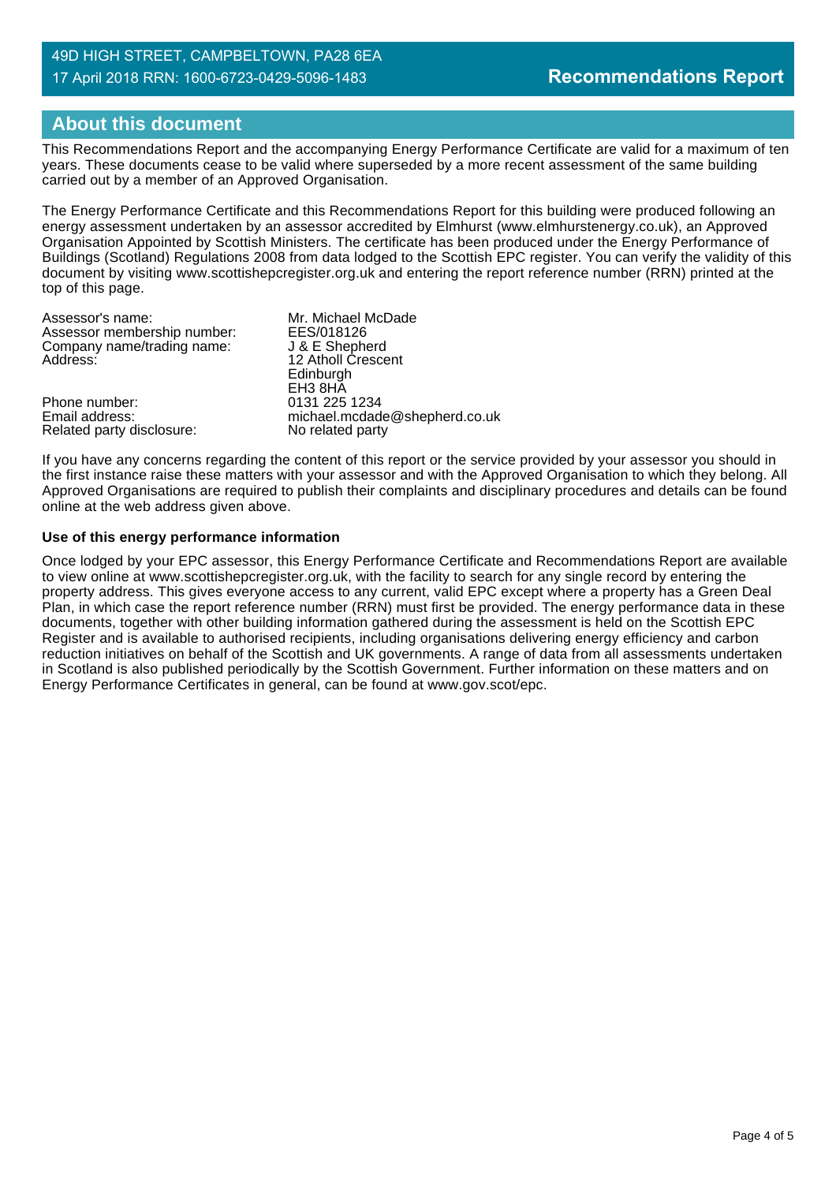## About this document

This Recommendations Report and the accompanying Energy Performance Certificate are valid for a maximum of ten years. These documents cease to be valid where superseded by a more recent assessment of the same building carried out by a member of an Approved Organisation.

The Energy Performance Certificate and this Recommendations Report for this building were produced following an energy assessment undertaken by an assessor accredited by Elmhurst (www.elmhurstenergy.co.uk), an Approved Organisation Appointed by Scottish Ministers. The certificate has been produced under the Energy Performance of Buildings (Scotland) Regulations 2008 from data lodged to the Scottish EPC register. You can verify the validity of this document by visiting www.scottishepcregister.org.uk and entering the report reference number (RRN) printed at the top of this page.

| | |
|---|---|
| Assessor's name: | Mr. Michael McDade |
| Assessor membership number: | EES/018126 |
| Company name/trading name: | J & E Shepherd |
| Address: | 12 Atholl Crescent<br>Edinburgh<br>EH3 8HA |
| Phone number: | 0131 225 1234 |
| Email address: | michael.mcdade@shepherd.co.uk |
| Related party disclosure: | No related party |

If you have any concerns regarding the content of this report or the service provided by your assessor you should in the first instance raise these matters with your assessor and with the Approved Organisation to which they belong. All Approved Organisations are required to publish their complaints and disciplinary procedures and details can be found online at the web address given above.

**Use of this energy performance information**

Once lodged by your EPC assessor, this Energy Performance Certificate and Recommendations Report are available to view online at www.scottishepcregister.org.uk, with the facility to search for any single record by entering the property address. This gives everyone access to any current, valid EPC except where a property has a Green Deal Plan, in which case the report reference number (RRN) must first be provided. The energy performance data in these documents, together with other building information gathered during the assessment is held on the Scottish EPC Register and is available to authorised recipients, including organisations delivering energy efficiency and carbon reduction initiatives on behalf of the Scottish and UK governments. A range of data from all assessments undertaken in Scotland is also published periodically by the Scottish Government. Further information on these matters and on Energy Performance Certificates in general, can be found at www.gov.scot/epc.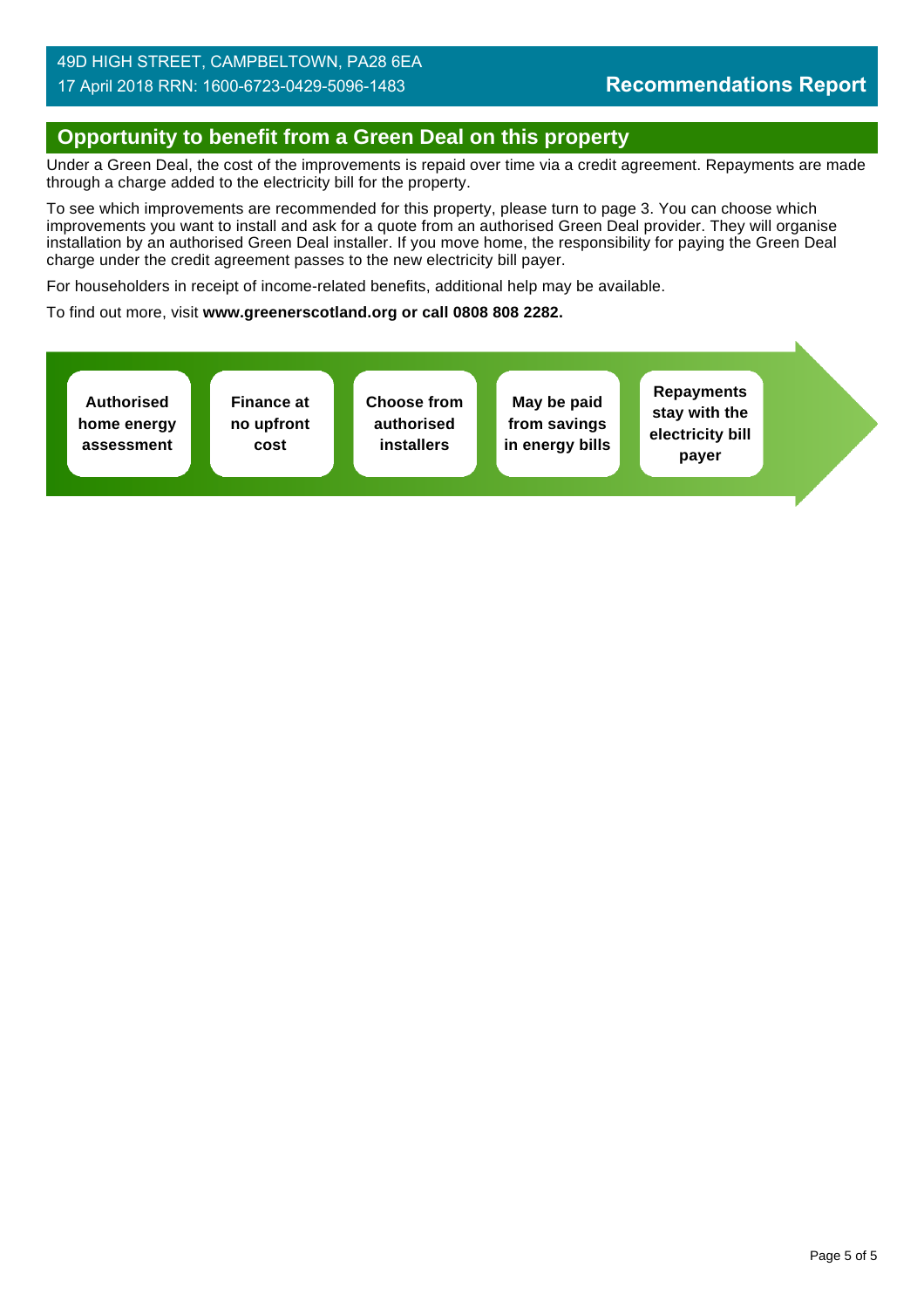## Opportunity to benefit from a Green Deal on this property

Under a Green Deal, the cost of the improvements is repaid over time via a credit agreement. Repayments are made through a charge added to the electricity bill for the property.

To see which improvements are recommended for this property, please turn to page 3. You can choose which improvements you want to install and ask for a quote from an authorised Green Deal provider. They will organise installation by an authorised Green Deal installer. If you move home, the responsibility for paying the Green Deal charge under the credit agreement passes to the new electricity bill payer.

For householders in receipt of income-related benefits, additional help may be available.

To find out more, visit **www.greenerscotland.org or call 0808 808 2282.**

**Authorised home energy assessment**

**Finance at no upfront cost**

**Choose from authorised installers**

**May be paid from savings in energy bills**

**Repayments stay with the electricity bill payer**